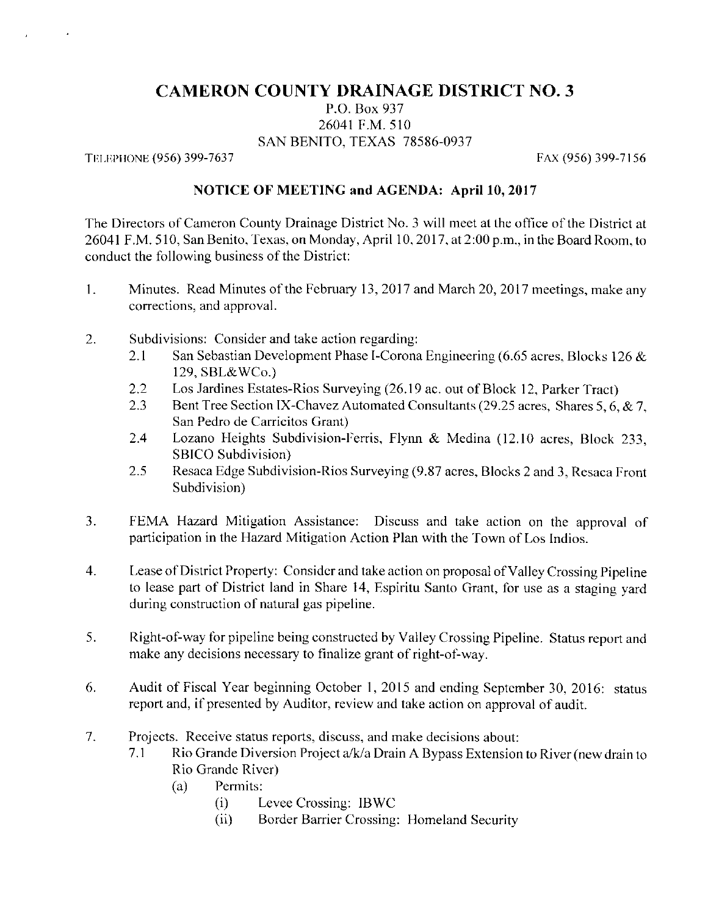# CAMERON COUNTY DRAINAGE DISTRICT NO. 3

P.O. Box 937
26041 F.M. 510
SAN BENITO, TEXAS 78586-0937

TELEPHONE (956) 399-7637 FAX (956) 399-7156

## NOTICE OF MEETING and AGENDA: April 10, 2017

The Directors of Cameron County Drainage District No. 3 will meet at the office of the District at 26041 F.M. 510, San Benito, Texas, on Monday, April 10, 2017, at 2:00 p.m., in the Board Room, to conduct the following business of the District:

1. Minutes. Read Minutes of the February 13, 2017 and March 20, 2017 meetings, make any corrections, and approval.

2. Subdivisions: Consider and take action regarding:
   - 2.1 San Sebastian Development Phase I-Corona Engineering (6.65 acres, Blocks 126 & 129, SBL&WCo.)
   - 2.2 Los Jardines Estates-Rios Surveying (26.19 ac. out of Block 12, Parker Tract)
   - 2.3 Bent Tree Section IX-Chavez Automated Consultants (29.25 acres, Shares 5, 6, & 7, San Pedro de Carricitos Grant)
   - 2.4 Lozano Heights Subdivision-Ferris, Flynn & Medina (12.10 acres, Block 233, SBICO Subdivision)
   - 2.5 Resaca Edge Subdivision-Rios Surveying (9.87 acres, Blocks 2 and 3, Resaca Front Subdivision)

3. FEMA Hazard Mitigation Assistance: Discuss and take action on the approval of participation in the Hazard Mitigation Action Plan with the Town of Los Indios.

4. Lease of District Property: Consider and take action on proposal of Valley Crossing Pipeline to lease part of District land in Share 14, Espiritu Santo Grant, for use as a staging yard during construction of natural gas pipeline.

5. Right-of-way for pipeline being constructed by Valley Crossing Pipeline. Status report and make any decisions necessary to finalize grant of right-of-way.

6. Audit of Fiscal Year beginning October 1, 2015 and ending September 30, 2016: status report and, if presented by Auditor, review and take action on approval of audit.

7. Projects. Receive status reports, discuss, and make decisions about:
   - 7.1 Rio Grande Diversion Project a/k/a Drain A Bypass Extension to River (new drain to Rio Grande River)
     - (a) Permits:
       - (i) Levee Crossing: IBWC
       - (ii) Border Barrier Crossing: Homeland Security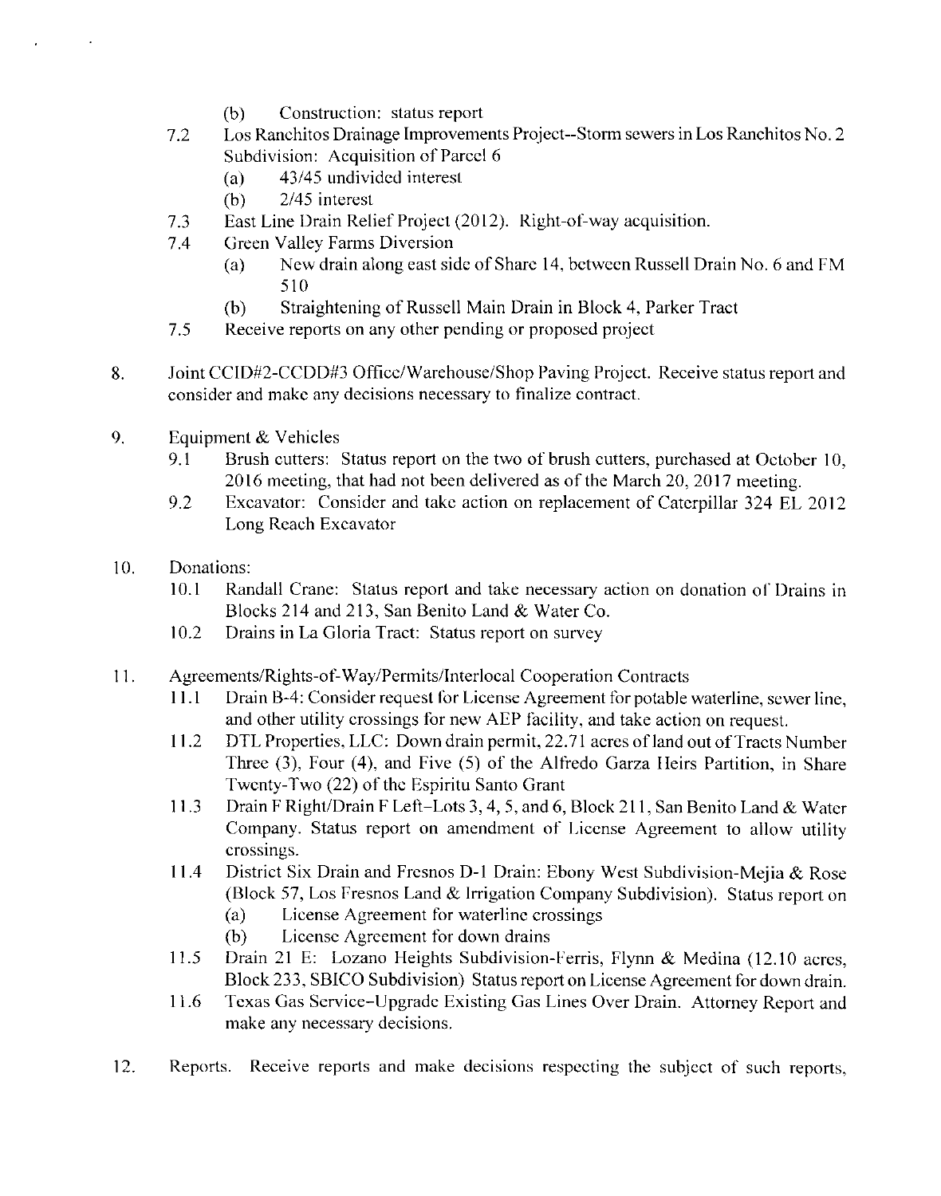- (b) Construction: status report
   - 7.2 Los Ranchitos Drainage Improvements Project--Storm sewers in Los Ranchitos No. 2 Subdivision: Acquisition of Parcel 6
     - (a) 43/45 undivided interest
     - (b) 2/45 interest
   - 7.3 East Line Drain Relief Project (2012). Right-of-way acquisition.
   - 7.4 Green Valley Farms Diversion
     - (a) New drain along east side of Share 14, between Russell Drain No. 6 and FM 510
     - (b) Straightening of Russell Main Drain in Block 4, Parker Tract
   - 7.5 Receive reports on any other pending or proposed project

8. Joint CCID#2-CCDD#3 Office/Warehouse/Shop Paving Project. Receive status report and consider and make any decisions necessary to finalize contract.

9. Equipment & Vehicles
   - 9.1 Brush cutters: Status report on the two of brush cutters, purchased at October 10, 2016 meeting, that had not been delivered as of the March 20, 2017 meeting.
   - 9.2 Excavator: Consider and take action on replacement of Caterpillar 324 EL 2012 Long Reach Excavator

10. Donations:
    - 10.1 Randall Crane: Status report and take necessary action on donation of Drains in Blocks 214 and 213, San Benito Land & Water Co.
    - 10.2 Drains in La Gloria Tract: Status report on survey

11. Agreements/Rights-of-Way/Permits/Interlocal Cooperation Contracts
    - 11.1 Drain B-4: Consider request for License Agreement for potable waterline, sewer line, and other utility crossings for new AEP facility, and take action on request.
    - 11.2 DTL Properties, LLC: Down drain permit, 22.71 acres of land out of Tracts Number Three (3), Four (4), and Five (5) of the Alfredo Garza Heirs Partition, in Share Twenty-Two (22) of the Espiritu Santo Grant
    - 11.3 Drain F Right/Drain F Left–Lots 3, 4, 5, and 6, Block 211, San Benito Land & Water Company. Status report on amendment of License Agreement to allow utility crossings.
    - 11.4 District Six Drain and Fresnos D-1 Drain: Ebony West Subdivision-Mejia & Rose (Block 57, Los Fresnos Land & Irrigation Company Subdivision). Status report on
      - (a) License Agreement for waterline crossings
      - (b) License Agreement for down drains
    - 11.5 Drain 21 E: Lozano Heights Subdivision-Ferris, Flynn & Medina (12.10 acres, Block 233, SBICO Subdivision) Status report on License Agreement for down drain.
    - 11.6 Texas Gas Service–Upgrade Existing Gas Lines Over Drain. Attorney Report and make any necessary decisions.

12. Reports. Receive reports and make decisions respecting the subject of such reports,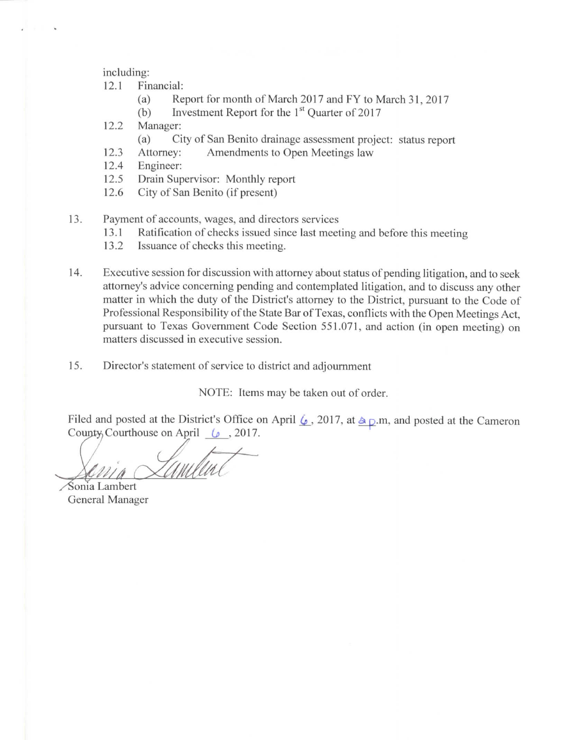including:

12.1 Financial:
   - (a) Report for month of March 2017 and FY to March 31, 2017
   - (b) Investment Report for the 1st Quarter of 2017

12.2 Manager:
   - (a) City of San Benito drainage assessment project: status report

12.3 Attorney: Amendments to Open Meetings law

12.4 Engineer:

12.5 Drain Supervisor: Monthly report

12.6 City of San Benito (if present)

13. Payment of accounts, wages, and directors services
   - 13.1 Ratification of checks issued since last meeting and before this meeting
   - 13.2 Issuance of checks this meeting.

14. Executive session for discussion with attorney about status of pending litigation, and to seek attorney's advice concerning pending and contemplated litigation, and to discuss any other matter in which the duty of the District's attorney to the District, pursuant to the Code of Professional Responsibility of the State Bar of Texas, conflicts with the Open Meetings Act, pursuant to Texas Government Code Section 551.071, and action (in open meeting) on matters discussed in executive session.

15. Director's statement of service to district and adjournment

NOTE: Items may be taken out of order.

Filed and posted at the District's Office on April 6, 2017, at 2 p.m, and posted at the Cameron County Courthouse on April 6, 2017.

Sonia Lambert
General Manager